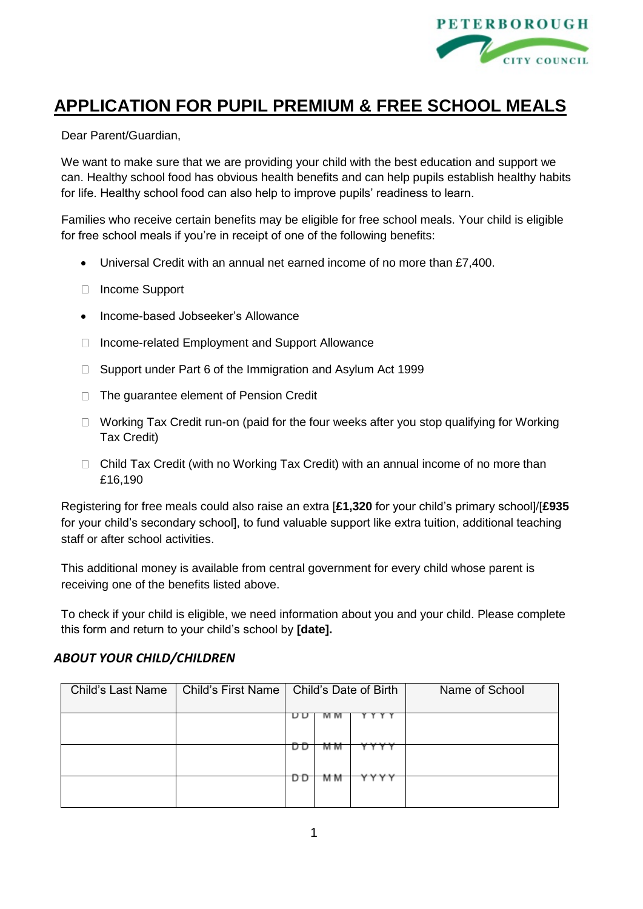# APPLICATION FOR PUPIL PREMIUM & FREE SCHOOL MEALS

Dear Parent/Guardian,

We want to make sure that we are providing your child with the best education and support we can. Healthy school food has obvious health benefits and can help pupils establish healthy habits for life. Healthy school food can also help to improve pupils' readiness to learn.

Families who receive certain benefits may be eligible for free school meals. Your child is eligible for free school meals if you're in receipt of one of the following benefits:

- Universal Credit with an annual net earned income of no more than £7,400.
- Income Support
- Income-based Jobseeker's Allowance
- Income-related Employment and Support Allowance
- Support under Part 6 of the Immigration and Asylum Act 1999
- The guarantee element of Pension Credit
- Working Tax Credit run-on (paid for the four weeks after you stop qualifying for Working Tax Credit)
- Child Tax Credit (with no Working Tax Credit) with an annual income of no more than £16,190

Registering for free meals could also raise an extra [**£1,320** for your child's primary school]/[**£935** for your child's secondary school], to fund valuable support like extra tuition, additional teaching staff or after school activities.

This additional money is available from central government for every child whose parent is receiving one of the benefits listed above.

To check if your child is eligible, we need information about you and your child. Please complete this form and return to your child's school by **[date].**

### *ABOUT YOUR CHILD/CHILDREN*

| Child's Last Name | Child's First Name | Child's Date of Birth | | | Name of School |
|---|---|---|---|---|---|
| | | DD | MM | YYYY | |
| | | DD | MM | YYYY | |
| | | DD | MM | YYYY | |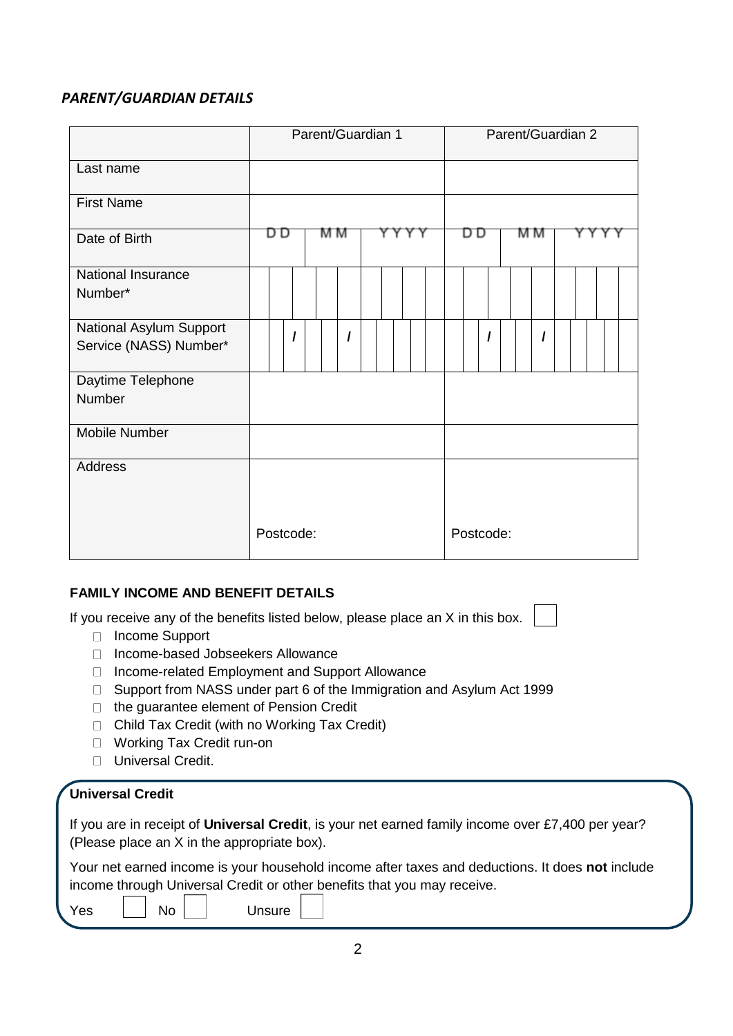### *PARENT/GUARDIAN DETAILS*

| | Parent/Guardian 1 | Parent/Guardian 2 |
|---|---|---|
| Last name | | |
| First Name | | |
| Date of Birth | DD / MM / YYYY | DD / MM / YYYY |
| National Insurance Number* | | |
| National Asylum Support Service (NASS) Number* | / / | / / |
| Daytime Telephone Number | | |
| Mobile Number | | |
| Address | Postcode: | Postcode: |

**FAMILY INCOME AND BENEFIT DETAILS**

If you receive any of the benefits listed below, please place an X in this box. ☐

- ☐ Income Support
- ☐ Income-based Jobseekers Allowance
- ☐ Income-related Employment and Support Allowance
- ☐ Support from NASS under part 6 of the Immigration and Asylum Act 1999
- ☐ the guarantee element of Pension Credit
- ☐ Child Tax Credit (with no Working Tax Credit)
- ☐ Working Tax Credit run-on
- ☐ Universal Credit.

**Universal Credit**

If you are in receipt of **Universal Credit**, is your net earned family income over £7,400 per year? (Please place an X in the appropriate box).

Your net earned income is your household income after taxes and deductions. It does **not** include income through Universal Credit or other benefits that you may receive.

Yes ☐ No ☐ Unsure ☐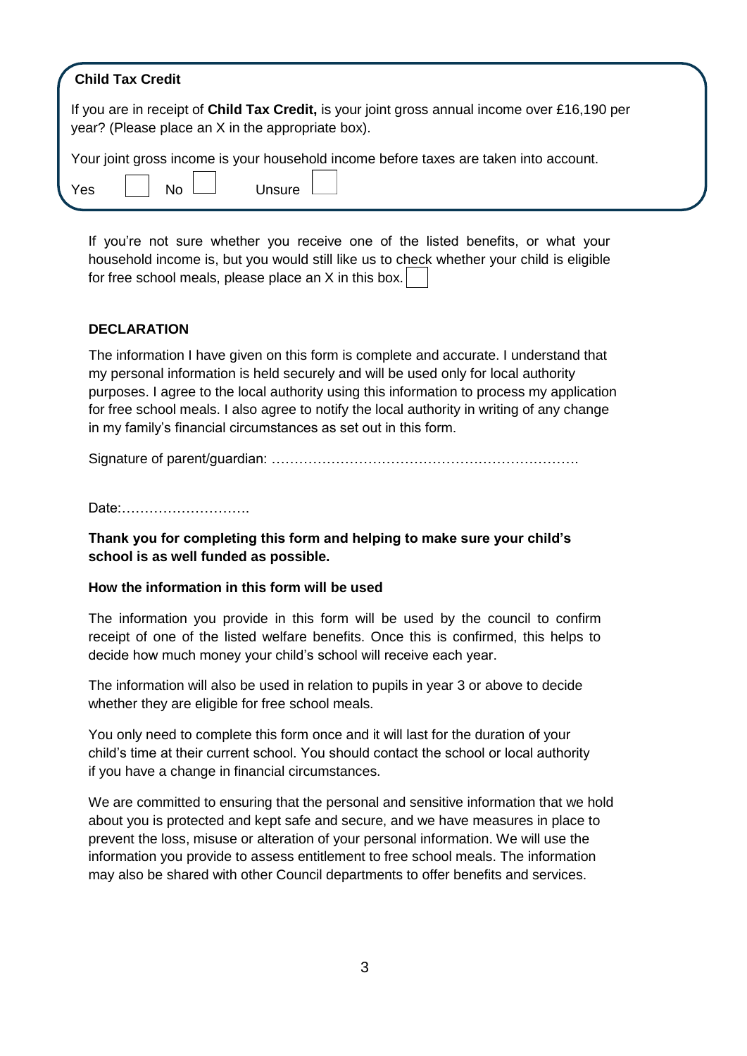**Child Tax Credit**

If you are in receipt of **Child Tax Credit,** is your joint gross annual income over £16,190 per year? (Please place an X in the appropriate box).

Your joint gross income is your household income before taxes are taken into account.

Yes ☐ No ☐ Unsure ☐

If you're not sure whether you receive one of the listed benefits, or what your household income is, but you would still like us to check whether your child is eligible for free school meals, please place an X in this box. ☐

**DECLARATION**

The information I have given on this form is complete and accurate. I understand that my personal information is held securely and will be used only for local authority purposes. I agree to the local authority using this information to process my application for free school meals. I also agree to notify the local authority in writing of any change in my family's financial circumstances as set out in this form.

Signature of parent/guardian: ………………………………………………………….

Date:……………………….

**Thank you for completing this form and helping to make sure your child's school is as well funded as possible.**

**How the information in this form will be used**

The information you provide in this form will be used by the council to confirm receipt of one of the listed welfare benefits. Once this is confirmed, this helps to decide how much money your child's school will receive each year.

The information will also be used in relation to pupils in year 3 or above to decide whether they are eligible for free school meals.

You only need to complete this form once and it will last for the duration of your child's time at their current school. You should contact the school or local authority if you have a change in financial circumstances.

We are committed to ensuring that the personal and sensitive information that we hold about you is protected and kept safe and secure, and we have measures in place to prevent the loss, misuse or alteration of your personal information. We will use the information you provide to assess entitlement to free school meals. The information may also be shared with other Council departments to offer benefits and services.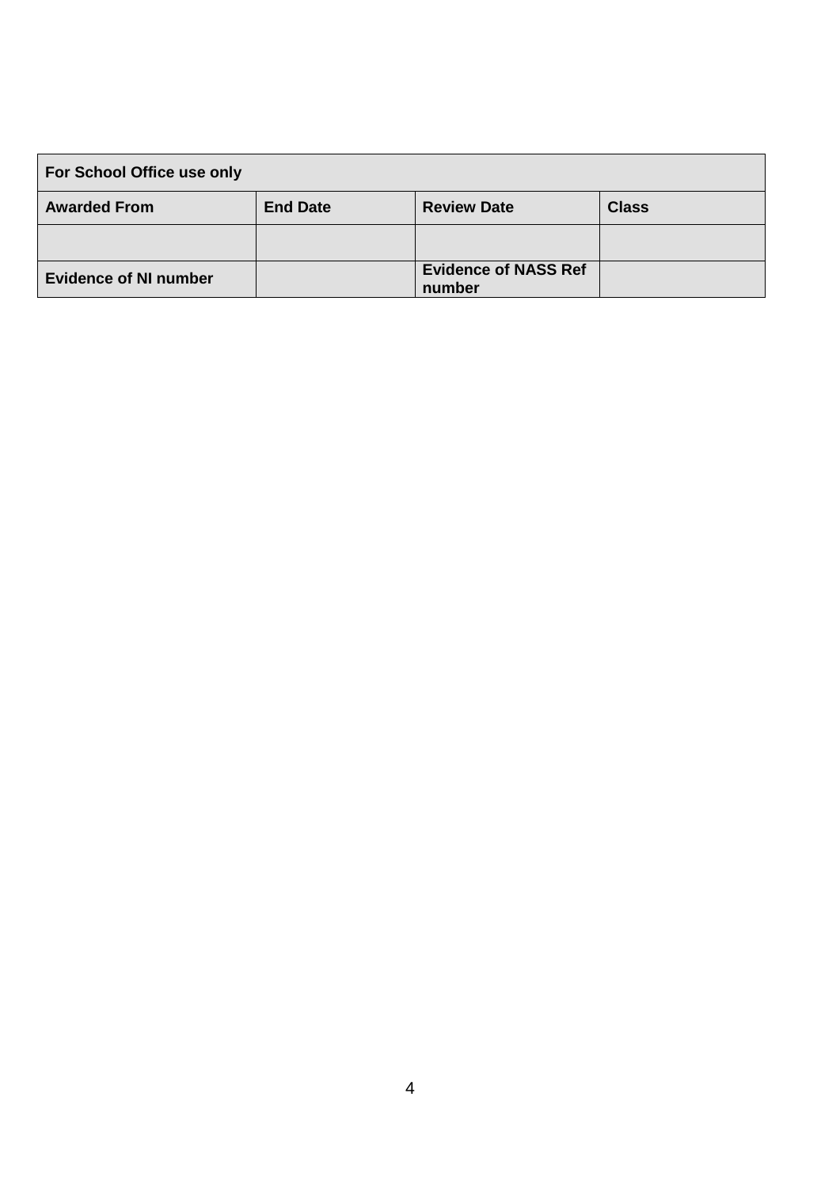| For School Office use only | | | |
|---|---|---|---|
| **Awarded From** | **End Date** | **Review Date** | **Class** |
| | | | |
| **Evidence of NI number** | | **Evidence of NASS Ref number** | |